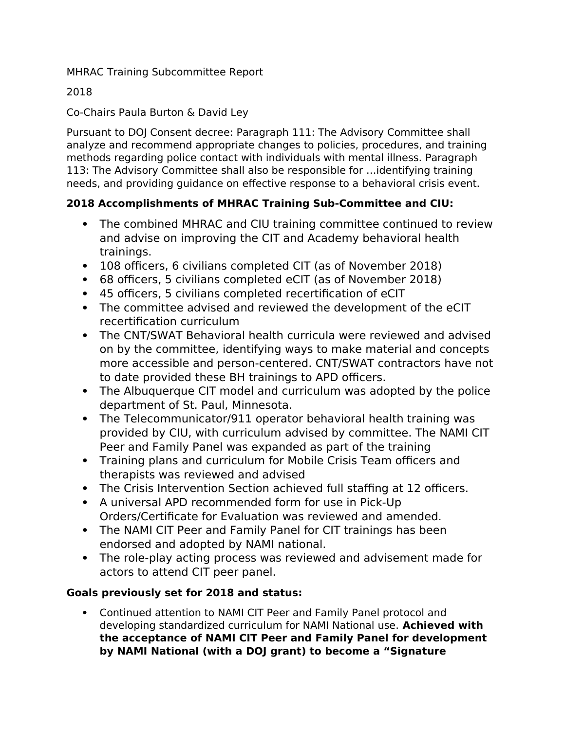MHRAC Training Subcommittee Report

2018

Co-Chairs Paula Burton & David Ley

Pursuant to DOJ Consent decree: Paragraph 111: The Advisory Committee shall analyze and recommend appropriate changes to policies, procedures, and training methods regarding police contact with individuals with mental illness. Paragraph 113: The Advisory Committee shall also be responsible for …identifying training needs, and providing guidance on effective response to a behavioral crisis event.

**2018 Accomplishments of MHRAC Training Sub-Committee and CIU:**

- The combined MHRAC and CIU training committee continued to review and advise on improving the CIT and Academy behavioral health trainings.
- 108 officers, 6 civilians completed CIT (as of November 2018)
- 68 officers, 5 civilians completed eCIT (as of November 2018)
- 45 officers, 5 civilians completed recertification of eCIT
- The committee advised and reviewed the development of the eCIT recertification curriculum
- The CNT/SWAT Behavioral health curricula were reviewed and advised on by the committee, identifying ways to make material and concepts more accessible and person-centered. CNT/SWAT contractors have not to date provided these BH trainings to APD officers.
- The Albuquerque CIT model and curriculum was adopted by the police department of St. Paul, Minnesota.
- The Telecommunicator/911 operator behavioral health training was provided by CIU, with curriculum advised by committee. The NAMI CIT Peer and Family Panel was expanded as part of the training
- Training plans and curriculum for Mobile Crisis Team officers and therapists was reviewed and advised
- The Crisis Intervention Section achieved full staffing at 12 officers.
- A universal APD recommended form for use in Pick-Up Orders/Certificate for Evaluation was reviewed and amended.
- The NAMI CIT Peer and Family Panel for CIT trainings has been endorsed and adopted by NAMI national.
- The role-play acting process was reviewed and advisement made for actors to attend CIT peer panel.

**Goals previously set for 2018 and status:**

- Continued attention to NAMI CIT Peer and Family Panel protocol and developing standardized curriculum for NAMI National use. **Achieved with the acceptance of NAMI CIT Peer and Family Panel for development by NAMI National (with a DOJ grant) to become a “Signature**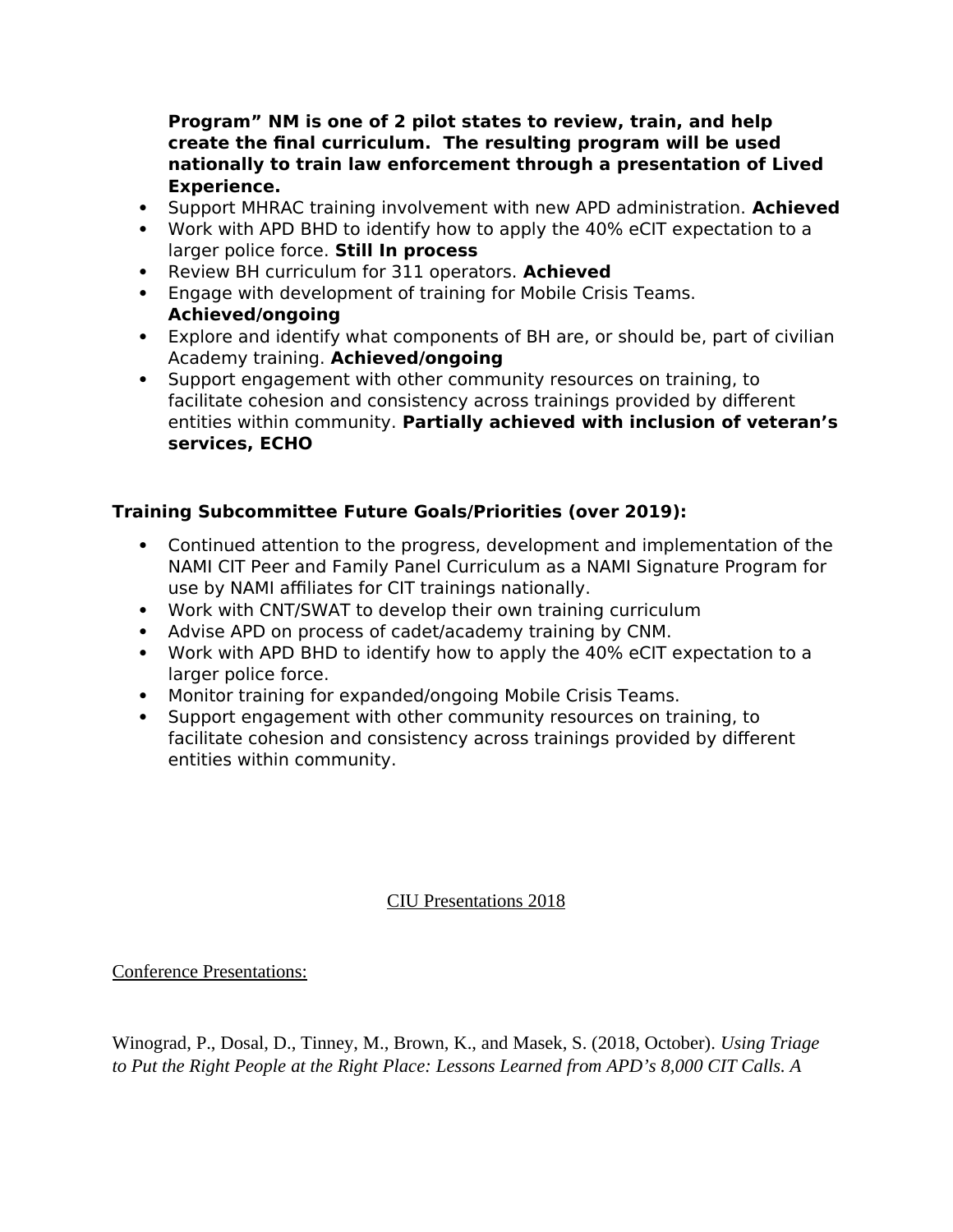**Program" NM is one of 2 pilot states to review, train, and help create the final curriculum. The resulting program will be used nationally to train law enforcement through a presentation of Lived Experience.**

- Support MHRAC training involvement with new APD administration. **Achieved**
- Work with APD BHD to identify how to apply the 40% eCIT expectation to a larger police force. **Still In process**
- Review BH curriculum for 311 operators. **Achieved**
- Engage with development of training for Mobile Crisis Teams. **Achieved/ongoing**
- Explore and identify what components of BH are, or should be, part of civilian Academy training. **Achieved/ongoing**
- Support engagement with other community resources on training, to facilitate cohesion and consistency across trainings provided by different entities within community. **Partially achieved with inclusion of veteran's services, ECHO**

**Training Subcommittee Future Goals/Priorities (over 2019):**

- Continued attention to the progress, development and implementation of the NAMI CIT Peer and Family Panel Curriculum as a NAMI Signature Program for use by NAMI affiliates for CIT trainings nationally.
- Work with CNT/SWAT to develop their own training curriculum
- Advise APD on process of cadet/academy training by CNM.
- Work with APD BHD to identify how to apply the 40% eCIT expectation to a larger police force.
- Monitor training for expanded/ongoing Mobile Crisis Teams.
- Support engagement with other community resources on training, to facilitate cohesion and consistency across trainings provided by different entities within community.

CIU Presentations 2018

Conference Presentations:

Winograd, P., Dosal, D., Tinney, M., Brown, K., and Masek, S. (2018, October). *Using Triage to Put the Right People at the Right Place: Lessons Learned from APD's 8,000 CIT Calls. A*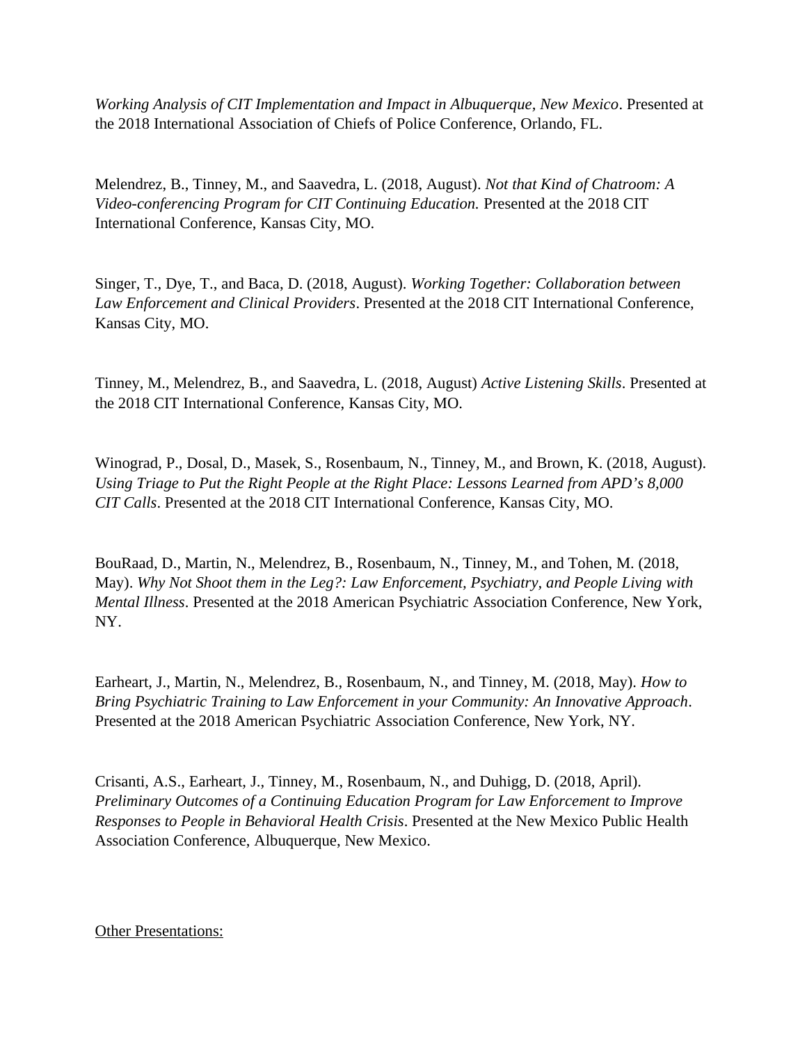*Working Analysis of CIT Implementation and Impact in Albuquerque, New Mexico*. Presented at the 2018 International Association of Chiefs of Police Conference, Orlando, FL.

Melendrez, B., Tinney, M., and Saavedra, L. (2018, August). *Not that Kind of Chatroom: A Video-conferencing Program for CIT Continuing Education.* Presented at the 2018 CIT International Conference, Kansas City, MO.

Singer, T., Dye, T., and Baca, D. (2018, August). *Working Together: Collaboration between Law Enforcement and Clinical Providers*. Presented at the 2018 CIT International Conference, Kansas City, MO.

Tinney, M., Melendrez, B., and Saavedra, L. (2018, August) *Active Listening Skills*. Presented at the 2018 CIT International Conference, Kansas City, MO.

Winograd, P., Dosal, D., Masek, S., Rosenbaum, N., Tinney, M., and Brown, K. (2018, August). *Using Triage to Put the Right People at the Right Place: Lessons Learned from APD's 8,000 CIT Calls*. Presented at the 2018 CIT International Conference, Kansas City, MO.

BouRaad, D., Martin, N., Melendrez, B., Rosenbaum, N., Tinney, M., and Tohen, M. (2018, May). *Why Not Shoot them in the Leg?: Law Enforcement, Psychiatry, and People Living with Mental Illness*. Presented at the 2018 American Psychiatric Association Conference, New York, NY.

Earheart, J., Martin, N., Melendrez, B., Rosenbaum, N., and Tinney, M. (2018, May). *How to Bring Psychiatric Training to Law Enforcement in your Community: An Innovative Approach*. Presented at the 2018 American Psychiatric Association Conference, New York, NY.

Crisanti, A.S., Earheart, J., Tinney, M., Rosenbaum, N., and Duhigg, D. (2018, April). *Preliminary Outcomes of a Continuing Education Program for Law Enforcement to Improve Responses to People in Behavioral Health Crisis*. Presented at the New Mexico Public Health Association Conference, Albuquerque, New Mexico.

<u>Other Presentations:</u>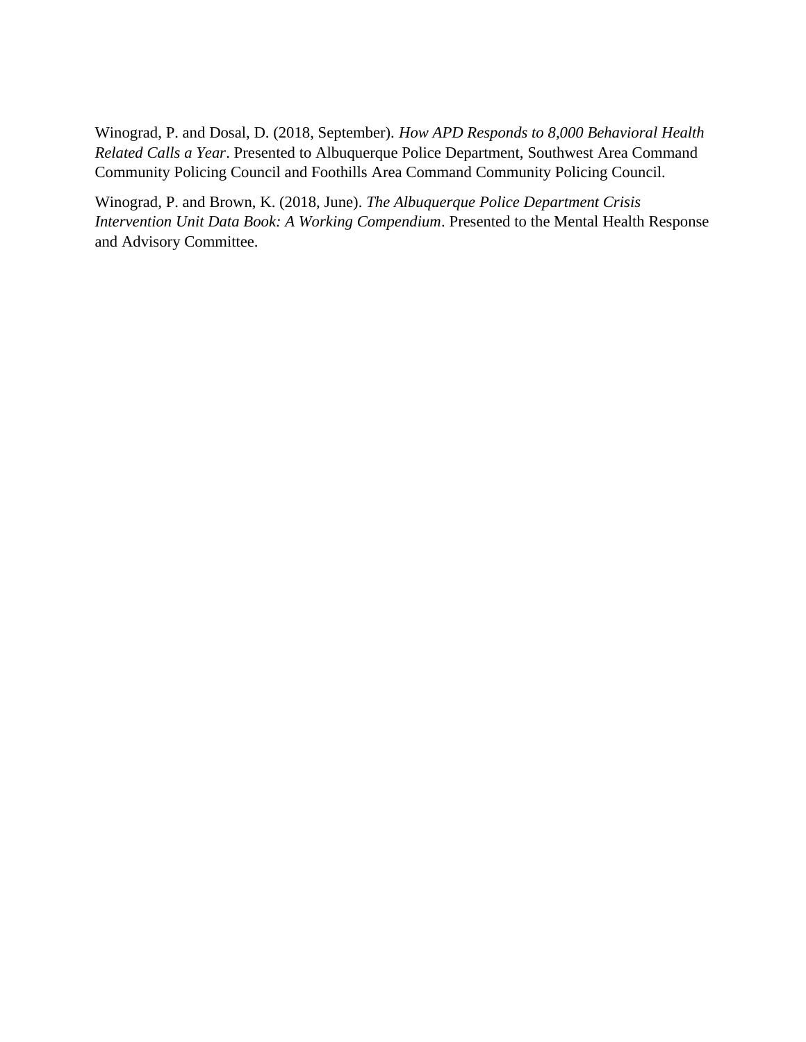Winograd, P. and Dosal, D. (2018, September). *How APD Responds to 8,000 Behavioral Health Related Calls a Year*. Presented to Albuquerque Police Department, Southwest Area Command Community Policing Council and Foothills Area Command Community Policing Council.

Winograd, P. and Brown, K. (2018, June). *The Albuquerque Police Department Crisis Intervention Unit Data Book: A Working Compendium*. Presented to the Mental Health Response and Advisory Committee.